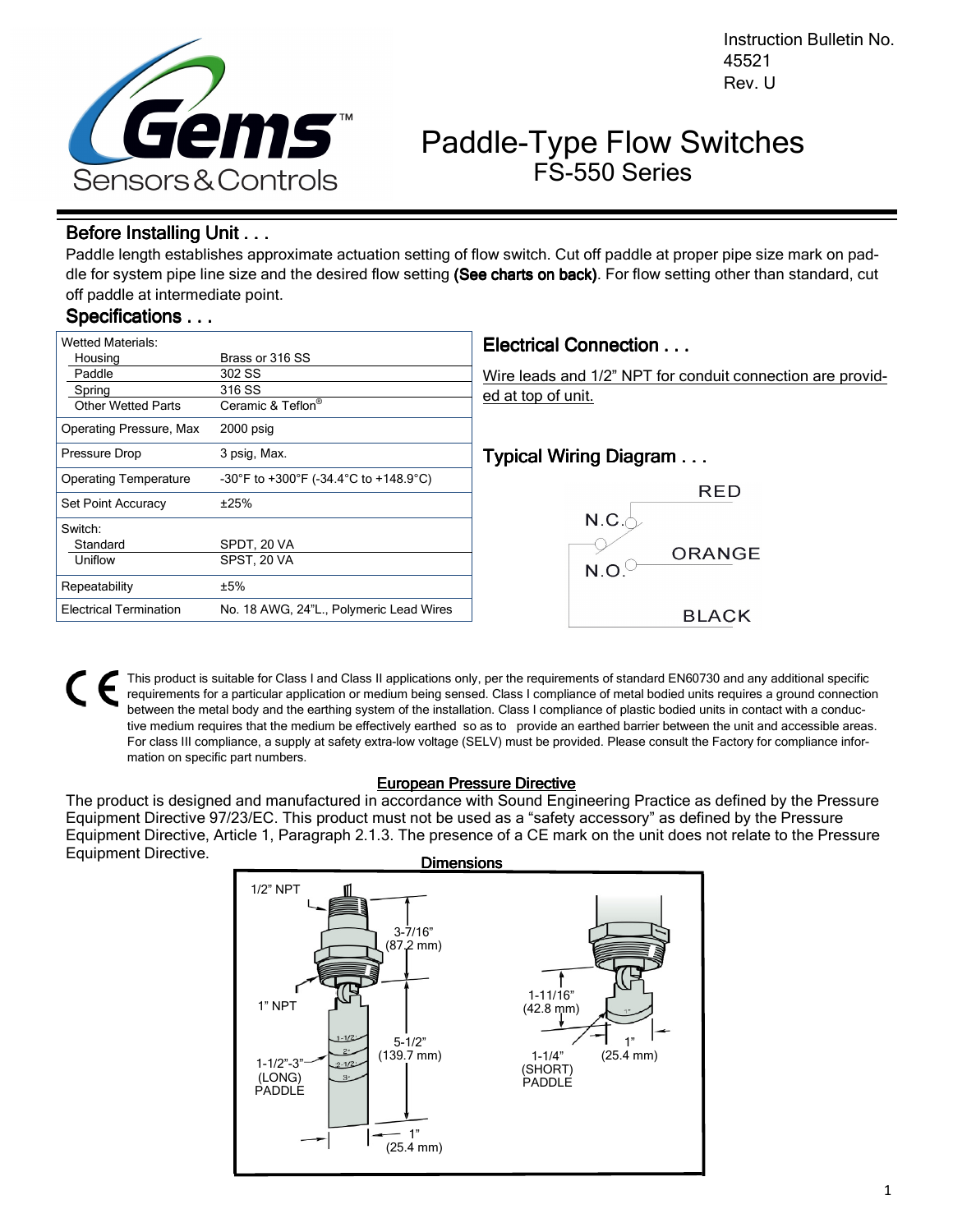Instruction Bulletin No. 45521
Rev. U

# Paddle-Type Flow Switches
## FS-550 Series

### Before Installing Unit . . .

Paddle length establishes approximate actuation setting of flow switch. Cut off paddle at proper pipe size mark on paddle for system pipe line size and the desired flow setting **(See charts on back)**. For flow setting other than standard, cut off paddle at intermediate point.

### Specifications . . .

| | |
|---|---|
| Wetted Materials: | |
| Housing | Brass or 316 SS |
| Paddle | 302 SS |
| Spring | 316 SS |
| Other Wetted Parts | Ceramic & Teflon® |
| Operating Pressure, Max | 2000 psig |
| Pressure Drop | 3 psig, Max. |
| Operating Temperature | -30°F to +300°F (-34.4°C to +148.9°C) |
| Set Point Accuracy | ±25% |
| Switch: | |
| Standard | SPDT, 20 VA |
| Uniflow | SPST, 20 VA |
| Repeatability | ±5% |
| Electrical Termination | No. 18 AWG, 24"L., Polymeric Lead Wires |

### Electrical Connection . . .

Wire leads and 1/2" NPT for conduit connection are provided at top of unit.

### Typical Wiring Diagram . . .

N.C. — RED
N.O. — ORANGE
BLACK

This product is suitable for Class I and Class II applications only, per the requirements of standard EN60730 and any additional specific requirements for a particular application or medium being sensed. Class I compliance of metal bodied units requires a ground connection between the metal body and the earthing system of the installation. Class I compliance of plastic bodied units in contact with a conductive medium requires that the medium be effectively earthed so as to provide an earthed barrier between the unit and accessible areas. For class III compliance, a supply at safety extra-low voltage (SELV) must be provided. Please consult the Factory for compliance information on specific part numbers.

**European Pressure Directive**

The product is designed and manufactured in accordance with Sound Engineering Practice as defined by the Pressure Equipment Directive 97/23/EC. This product must not be used as a "safety accessory" as defined by the Pressure Equipment Directive, Article 1, Paragraph 2.1.3. The presence of a CE mark on the unit does not relate to the Pressure Equipment Directive.

**Dimensions**

1/2" NPT
3-7/16" (87.2 mm)
1" NPT
5-1/2" (139.7 mm)
1-1/2"-3" (LONG) PADDLE
1" (25.4 mm)
1-11/16" (42.8 mm)
1-1/4" (SHORT) PADDLE
1" (25.4 mm)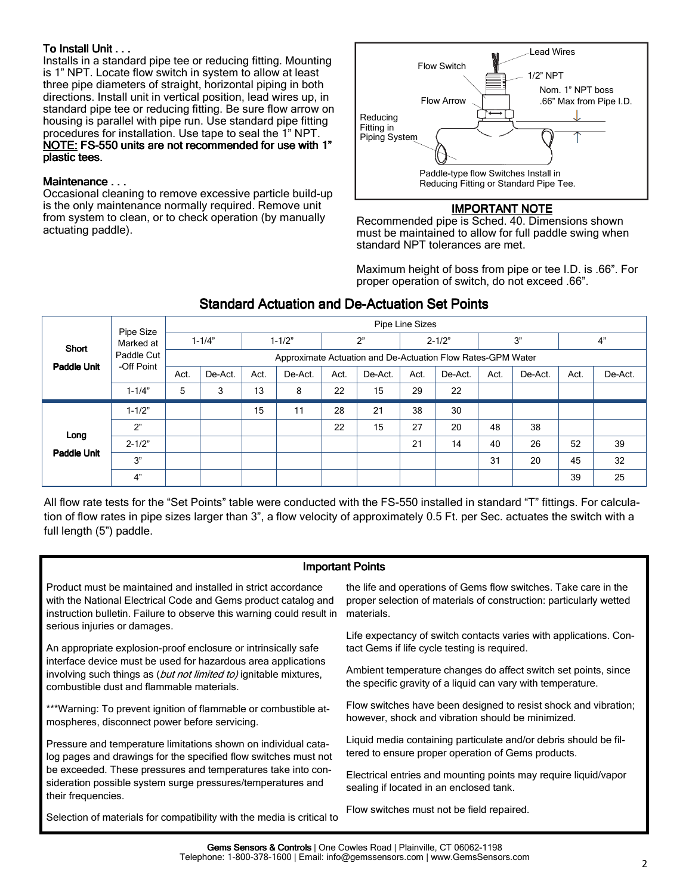**To Install Unit . . .**
Installs in a standard pipe tee or reducing fitting. Mounting is 1" NPT. Locate flow switch in system to allow at least three pipe diameters of straight, horizontal piping in both directions. Install unit in vertical position, lead wires up, in standard pipe tee or reducing fitting. Be sure flow arrow on housing is parallel with pipe run. Use standard pipe fitting procedures for installation. Use tape to seal the 1" NPT.
**NOTE: FS-550 units are not recommended for use with 1" plastic tees.**

**Maintenance . . .**
Occasional cleaning to remove excessive particle build-up is the only maintenance normally required. Remove unit from system to clean, or to check operation (by manually actuating paddle).

Lead Wires
Flow Switch
1/2" NPT
Nom. 1" NPT boss
.66" Max from Pipe I.D.
Flow Arrow
Reducing Fitting in Piping System
Paddle-type flow Switches Install in Reducing Fitting or Standard Pipe Tee.

**IMPORTANT NOTE**

Recommended pipe is Sched. 40. Dimensions shown must be maintained to allow for full paddle swing when standard NPT tolerances are met.

Maximum height of boss from pipe or tee I.D. is .66". For proper operation of switch, do not exceed .66".

## Standard Actuation and De-Actuation Set Points

| | Pipe Size Marked at Paddle Cut -Off Point | Pipe Line Sizes | | | | | | | | | | | |
|---|---|---|---|---|---|---|---|---|---|---|---|---|---|
| | | 1-1/4" | | 1-1/2" | | 2" | | 2-1/2" | | 3" | | 4" | |
| | | Approximate Actuation and De-Actuation Flow Rates-GPM Water | | | | | | | | | | | |
| | | Act. | De-Act. | Act. | De-Act. | Act. | De-Act. | Act. | De-Act. | Act. | De-Act. | Act. | De-Act. |
| **Short Paddle Unit** | 1-1/4" | 5 | 3 | 13 | 8 | 22 | 15 | 29 | 22 | | | | |
| **Long Paddle Unit** | 1-1/2" | | | 15 | 11 | 28 | 21 | 38 | 30 | | | | |
| | 2" | | | | | 22 | 15 | 27 | 20 | 48 | 38 | | |
| | 2-1/2" | | | | | | | 21 | 14 | 40 | 26 | 52 | 39 |
| | 3" | | | | | | | | | 31 | 20 | 45 | 32 |
| | 4" | | | | | | | | | | | 39 | 25 |

All flow rate tests for the "Set Points" table were conducted with the FS-550 installed in standard "T" fittings. For calculation of flow rates in pipe sizes larger than 3", a flow velocity of approximately 0.5 Ft. per Sec. actuates the switch with a full length (5") paddle.

### Important Points

Product must be maintained and installed in strict accordance with the National Electrical Code and Gems product catalog and instruction bulletin. Failure to observe this warning could result in serious injuries or damages.

An appropriate explosion-proof enclosure or intrinsically safe interface device must be used for hazardous area applications involving such things as (*but not limited to)* ignitable mixtures, combustible dust and flammable materials.

***Warning: To prevent ignition of flammable or combustible atmospheres, disconnect power before servicing.

Pressure and temperature limitations shown on individual catalog pages and drawings for the specified flow switches must not be exceeded. These pressures and temperatures take into consideration possible system surge pressures/temperatures and their frequencies.

Selection of materials for compatibility with the media is critical to the life and operations of Gems flow switches. Take care in the proper selection of materials of construction: particularly wetted materials.

Life expectancy of switch contacts varies with applications. Contact Gems if life cycle testing is required.

Ambient temperature changes do affect switch set points, since the specific gravity of a liquid can vary with temperature.

Flow switches have been designed to resist shock and vibration; however, shock and vibration should be minimized.

Liquid media containing particulate and/or debris should be filtered to ensure proper operation of Gems products.

Electrical entries and mounting points may require liquid/vapor sealing if located in an enclosed tank.

Flow switches must not be field repaired.

**Gems Sensors & Controls** | One Cowles Road | Plainville, CT 06062-1198
Telephone: 1-800-378-1600 | Email: info@gemssensors.com | www.GemsSensors.com